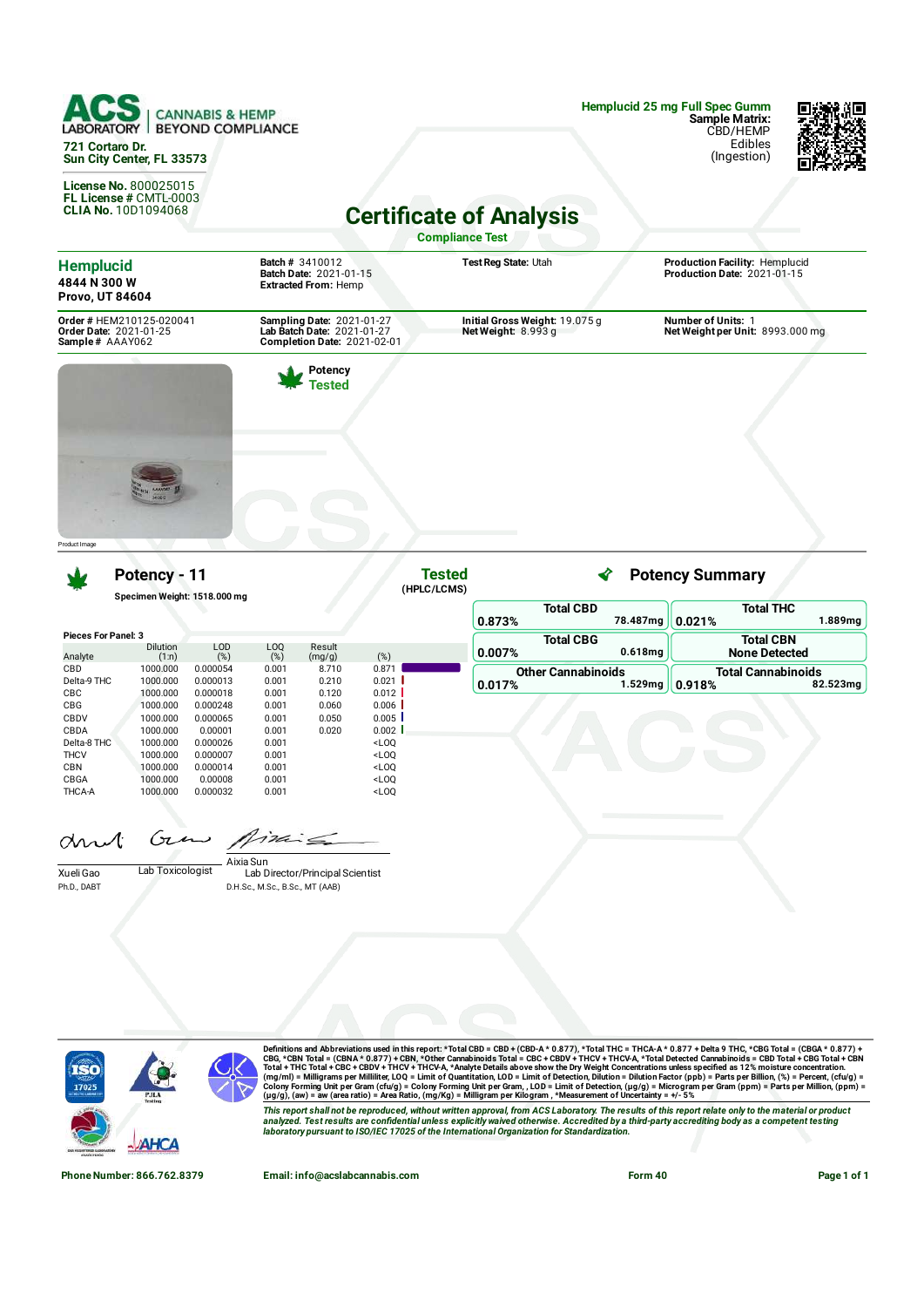**ACS LABORATORY** | CANNABIS & HEMP BEYOND COMPLIANCE

721 Cortaro Dr.
Sun City Center, FL 33573

**License No.** 800025015
**FL License #** CMTL-0003
**CLIA No.** 10D1094068

**Hemplucid 25 mg Full Spec Gumm**
**Sample Matrix:** CBD/HEMP
Edibles
(Ingestion)

# Certificate of Analysis

**Compliance Test**

**Hemplucid**
**4844 N 300 W**
**Provo, UT 84604**

**Batch #** 3410012
**Batch Date:** 2021-01-15
**Extracted From:** Hemp

**Test Reg State:** Utah

**Production Facility:** Hemplucid
**Production Date:** 2021-01-15

**Order #** HEM210125-020041
**Order Date:** 2021-01-25
**Sample #** AAAY062

**Sampling Date:** 2021-01-27
**Lab Batch Date:** 2021-01-27
**Completion Date:** 2021-02-01

**Initial Gross Weight:** 19.075 g
**Net Weight:** 8.993 g

**Number of Units:** 1
**Net Weight per Unit:** 8993.000 mg

Product Image

**Potency**
**Tested**

## Potency - 11

**Specimen Weight: 1518.000 mg**

**Tested** (HPLC/LCMS)

**Pieces For Panel: 3**

| Analyte | Dilution (1:n) | LOD (%) | LOQ (%) | Result (mg/g) | (%) |
|---|---|---|---|---|---|
| CBD | 1000.000 | 0.000054 | 0.001 | 8.710 | 0.871 |
| Delta-9 THC | 1000.000 | 0.000013 | 0.001 | 0.210 | 0.021 |
| CBC | 1000.000 | 0.000018 | 0.001 | 0.120 | 0.012 |
| CBG | 1000.000 | 0.000248 | 0.001 | 0.060 | 0.006 |
| CBDV | 1000.000 | 0.000065 | 0.001 | 0.050 | 0.005 |
| CBDA | 1000.000 | 0.00001 | 0.001 | 0.020 | 0.002 |
| Delta-8 THC | 1000.000 | 0.000026 | 0.001 | | <LOQ |
| THCV | 1000.000 | 0.000007 | 0.001 | | <LOQ |
| CBN | 1000.000 | 0.000014 | 0.001 | | <LOQ |
| CBGA | 1000.000 | 0.00008 | 0.001 | | <LOQ |
| THCA-A | 1000.000 | 0.000032 | 0.001 | | <LOQ |

## Potency Summary

| | | | |
|---|---|---|---|
| **Total CBD** 0.873% | 78.487mg | **Total THC** 0.021% | 1.889mg |
| **Total CBG** 0.007% | 0.618mg | **Total CBN** | None Detected |
| **Other Cannabinoids** 0.017% | 1.529mg | **Total Cannabinoids** 0.918% | 82.523mg |

Xueli Gao — Lab Toxicologist
Ph.D., DABT

Aixia Sun — Lab Director/Principal Scientist
D.H.Sc., M.Sc., B.Sc., MT (AAB)

**Definitions and Abbreviations used in this report:** *Total CBD = CBD + (CBD-A * 0.877), *Total THC = THCA-A * 0.877 + Delta 9 THC, *CBG Total = (CBGA * 0.877) + CBG, *CBN Total = (CBNA * 0.877) + CBN, *Other Cannabinoids Total = CBC + CBDV + THCV + THCV-A, *Total Detected Cannabinoids = CBD Total + CBG Total + CBN Total + THC Total + CBC + CBDV + THCV + THCV-A, *Analyte Details above show the Dry Weight Concentrations unless specified as 12% moisture concentration. (mg/ml) = Milligrams per Milliliter, LOQ = Limit of Quantitation, LOD = Limit of Detection, Dilution = Dilution Factor (ppb) = Parts per Billion, (%) = Percent, (cfu/g) = Colony Forming Unit per Gram (cfu/g) = Colony Forming Unit per Gram, , LOD = Limit of Detection, (µg/g) = Microgram per Gram (ppm) = Parts per Million, (ppm) = (µg/g), (aw) = aw (area ratio) = Area Ratio, (mg/Kg) = Milligram per Kilogram , *Measurement of Uncertainty = +/- 5%

*This report shall not be reproduced, without written approval, from ACS Laboratory. The results of this report relate only to the material or product analyzed. Test results are confidential unless explicitly waived otherwise. Accredited by a third-party accrediting body as a competent testing laboratory pursuant to ISO/IEC 17025 of the International Organization for Standardization.*

**Phone Number:** 866.762.8379 | **Email:** info@acslabcannabis.com | **Form 40**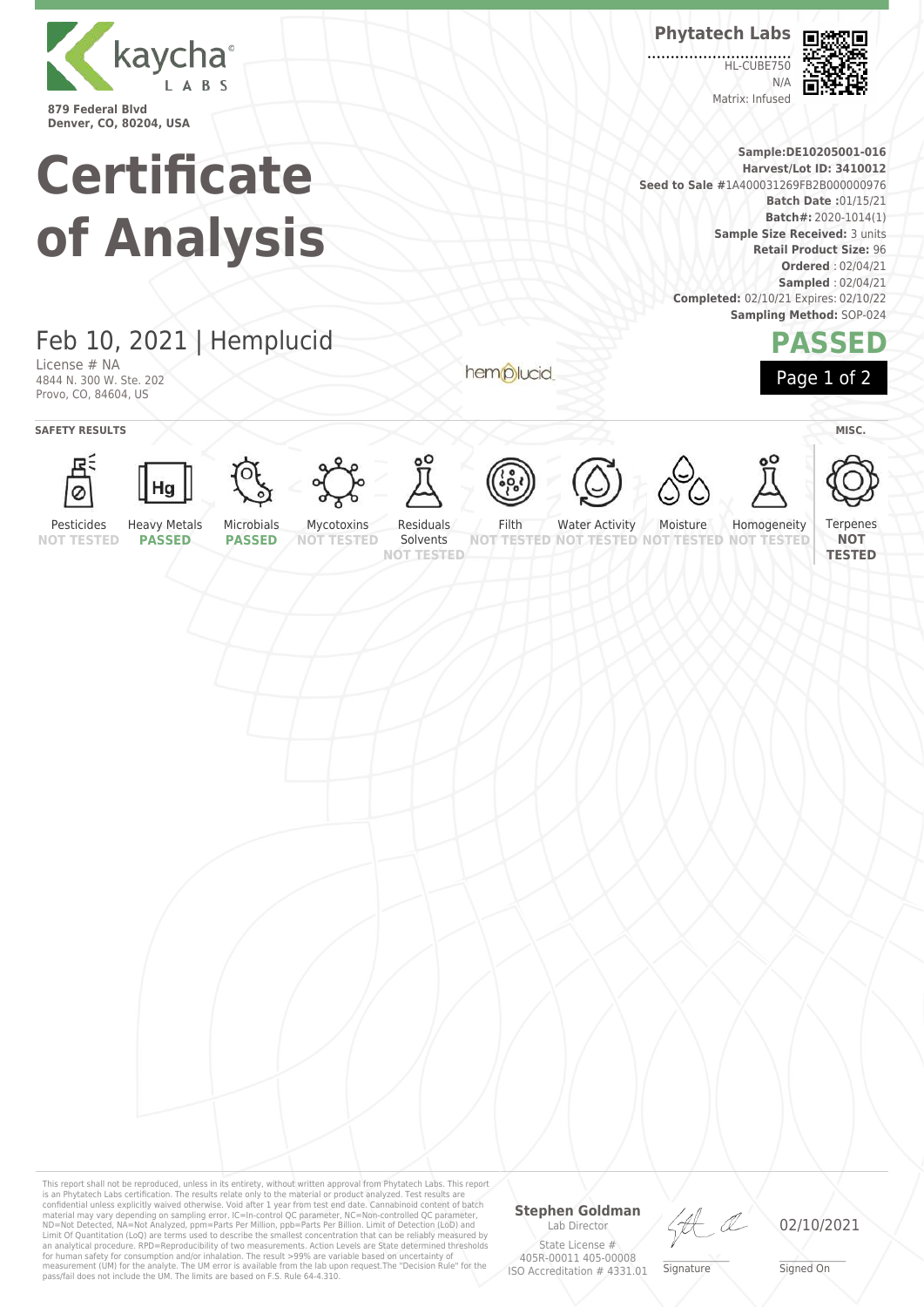kaycha LABS

879 Federal Blvd
Denver, CO, 80204, USA

**Phytatech Labs**

HL-CUBE750
N/A
Matrix: Infused

# Certificate of Analysis

**Sample:DE10205001-016**
**Harvest/Lot ID: 3410012**
**Seed to Sale** #1A400031269FB2B000000976
**Batch Date** :01/15/21
**Batch#:** 2020-1014(1)
**Sample Size Received:** 3 units
**Retail Product Size:** 96
**Ordered** : 02/04/21
**Sampled** : 02/04/21
**Completed:** 02/10/21 Expires: 02/10/22
**Sampling Method:** SOP-024

## Feb 10, 2021 | Hemplucid

License # NA
4844 N. 300 W. Ste. 202
Provo, CO, 84604, US

hemplucid

**PASSED**

### SAFETY RESULTS

| Pesticides | Heavy Metals | Microbials | Mycotoxins | Residuals Solvents | Filth | Water Activity | Moisture | Homogeneity |
|---|---|---|---|---|---|---|---|---|
| NOT TESTED | PASSED | PASSED | NOT TESTED | NOT TESTED | NOT TESTED | NOT TESTED | NOT TESTED | NOT TESTED |

### MISC.

| Terpenes |
|---|
| NOT TESTED |

This report shall not be reproduced, unless in its entirety, without written approval from Phytatech Labs. This report is an Phytatech Labs certification. The results relate only to the material or product analyzed. Test results are confidential unless explicitly waived otherwise. Void after 1 year from test end date. Cannabinoid content of batch material may vary depending on sampling error. IC=In-control QC parameter, NC=Non-controlled QC parameter, ND=Not Detected, NA=Not Analyzed, ppm=Parts Per Million, ppb=Parts Per Billion. Limit of Detection (LoD) and Limit Of Quantitation (LoQ) are terms used to describe the smallest concentration that can be reliably measured by an analytical procedure. RPD=Reproducibility of two measurements. Action Levels are State determined thresholds for human safety for consumption and/or inhalation. The result >99% are variable based on uncertainty of measurement (UM) for the analyte. The UM error is available from the lab upon request.The "Decision Rule" for the pass/fail does not include the UM. The limits are based on F.S. Rule 64-4.310.

**Stephen Goldman**
Lab Director
State License #
405R-00011 405-00008
ISO Accreditation # 4331.01

Signature

02/10/2021
Signed On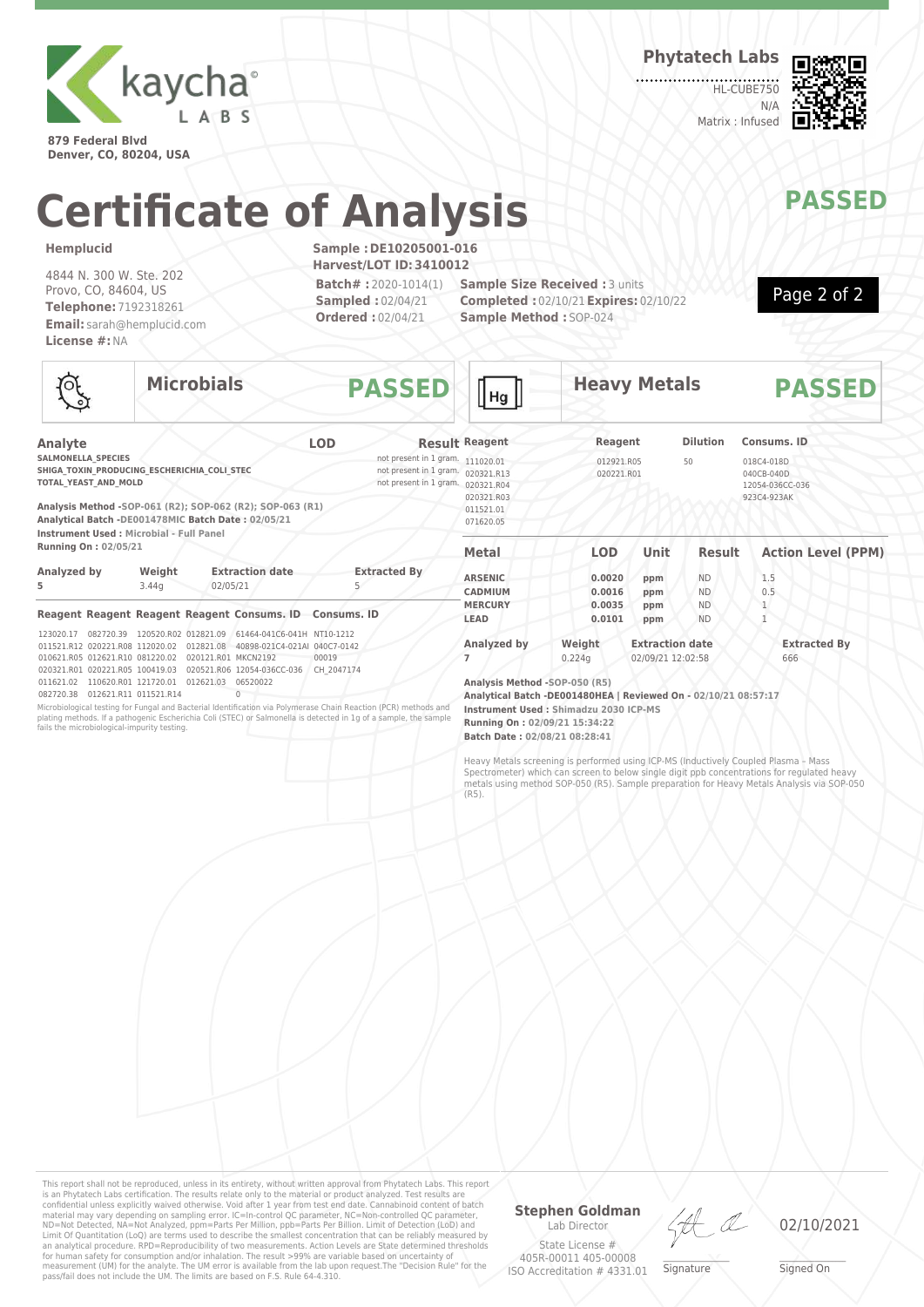kaycha LABS

879 Federal Blvd
Denver, CO, 80204, USA

**Phytatech Labs**
HL-CUBE750
N/A
Matrix : Infused

# Certificate of Analysis

**PASSED**

**Hemplucid**

4844 N. 300 W. Ste. 202
Provo, CO, 84604, US
**Telephone:** 7192318261
**Email:** sarah@hemplucid.com
**License #:** NA

**Sample :** DE10205001-016
**Harvest/LOT ID:** 3410012
**Batch# :** 2020-1014(1)
**Sampled :** 02/04/21
**Ordered :** 02/04/21
**Sample Size Received :** 3 units
**Completed :** 02/10/21 **Expires:** 02/10/22
**Sample Method :** SOP-024

Page 2 of 2

## Microbials — PASSED

| Analyte | LOD | Result |
|---|---|---|
| SALMONELLA_SPECIES | | not present in 1 gram. |
| SHIGA_TOXIN_PRODUCING_ESCHERICHIA_COLI_STEC | | not present in 1 gram. |
| TOTAL_YEAST_AND_MOLD | | not present in 1 gram. |

**Analysis Method -SOP-061 (R2); SOP-062 (R2); SOP-063 (R1)**
**Analytical Batch -DE001478MIC Batch Date : 02/05/21**
**Instrument Used : Microbial - Full Panel**
**Running On : 02/05/21**

| Analyzed by | Weight | Extraction date | Extracted By |
|---|---|---|---|
| 5 | 3.44g | 02/05/21 | 5 |

| Reagent | Reagent | Reagent | Reagent | Consums. ID | Consums. ID |
|---|---|---|---|---|---|
| 123020.17 | 082720.39 | 120520.R02 | 012821.09 | 61464-041C6-041H | NT10-1212 |
| 011521.R12 | 020221.R08 | 112020.02 | 012821.08 | 40898-021C4-021AI | 040C7-0142 |
| 010621.R05 | 012621.R10 | 081220.02 | 020121.R01 | MKCN2192 | 00019 |
| 020321.R01 | 020221.R05 | 100419.03 | 020521.R06 | 12054-036CC-036 | CH_2047174 |
| 011621.02 | 110620.R01 | 121720.01 | 012621.03 | 06520022 | |
| 082720.38 | 012621.R11 | 011521.R14 | | 0 | |

Microbiological testing for Fungal and Bacterial Identification via Polymerase Chain Reaction (PCR) methods and plating methods. If a pathogenic Escherichia Coli (STEC) or Salmonella is detected in 1g of a sample, the sample fails the microbiological-impurity testing.

## Heavy Metals — PASSED

| Reagent | Reagent | Dilution | Consums. ID |
|---|---|---|---|
| 111020.01 | 012921.R05 | 50 | 018C4-018D |
| 020321.R13 | 020221.R01 | | 040CB-040D |
| 020321.R04 | | | 12054-036CC-036 |
| 020321.R03 | | | 923C4-923AK |
| 011521.01 | | | |
| 071620.05 | | | |

| Metal | LOD | Unit | Result | Action Level (PPM) |
|---|---|---|---|---|
| ARSENIC | 0.0020 | ppm | ND | 1.5 |
| CADMIUM | 0.0016 | ppm | ND | 0.5 |
| MERCURY | 0.0035 | ppm | ND | 1 |
| LEAD | 0.0101 | ppm | ND | 1 |

| Analyzed by | Weight | Extraction date | Extracted By |
|---|---|---|---|
| 7 | 0.224g | 02/09/21 12:02:58 | 666 |

**Analysis Method -SOP-050 (R5)**
**Analytical Batch -DE001480HEA | Reviewed On - 02/10/21 08:57:17**
**Instrument Used : Shimadzu 2030 ICP-MS**
**Running On : 02/09/21 15:34:22**
**Batch Date : 02/08/21 08:28:41**

Heavy Metals screening is performed using ICP-MS (Inductively Coupled Plasma - Mass Spectrometer) which can screen to below single digit ppb concentrations for regulated heavy metals using method SOP-050 (R5). Sample preparation for Heavy Metals Analysis via SOP-050 (R5).

This report shall not be reproduced, unless in its entirety, without written approval from Phytatech Labs. This report is an Phytatech Labs certification. The results relate only to the material or product analyzed. Test results are confidential unless explicitly waived otherwise. Void after 1 year from test end date. Cannabinoid content of batch material may vary depending on sampling error. IC=In-control QC parameter, NC=Non-controlled QC parameter, ND=Not Detected, NA=Not Analyzed, ppm=Parts Per Million, ppb=Parts Per Billion. Limit of Detection (LoD) and Limit Of Quantitation (LoQ) are terms used to describe the smallest concentration that can be reliably measured by an analytical procedure. RPD=Reproducibility of two measurements. Action Levels are State determined thresholds for human safety for consumption and/or inhalation. The result >99% are variable based on uncertainty of measurement (UM) for the analyte. The UM error is available from the lab upon request.The "Decision Rule" for the pass/fail does not include the UM. The limits are based on F.S. Rule 64-4.310.

**Stephen Goldman**
Lab Director
State License #
405R-00011 405-00008
ISO Accreditation # 4331.01

Signature

02/10/2021
Signed On